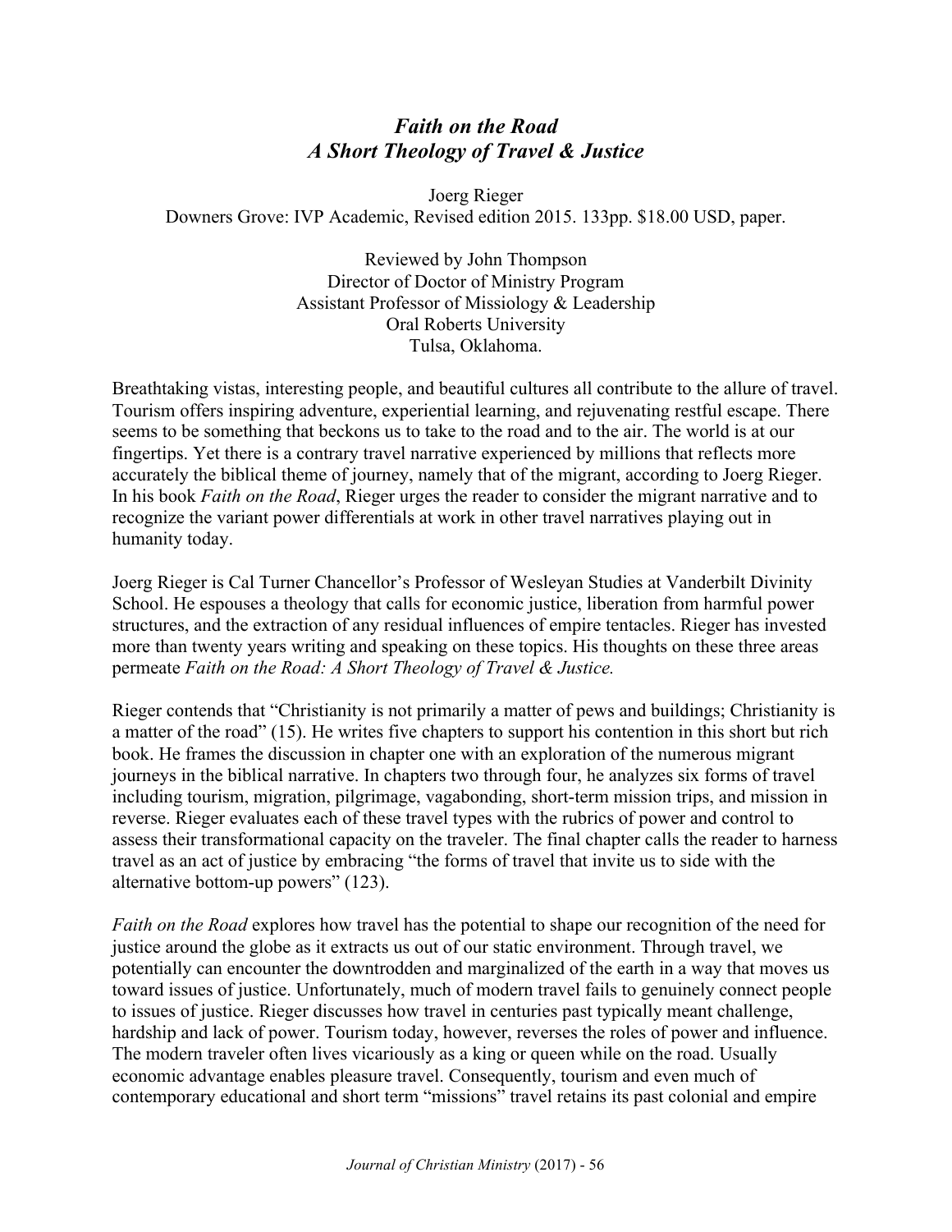# *Faith on the Road*
# *A Short Theology of Travel & Justice*

Joerg Rieger
Downers Grove: IVP Academic, Revised edition 2015. 133pp. $18.00 USD, paper.

Reviewed by John Thompson
Director of Doctor of Ministry Program
Assistant Professor of Missiology & Leadership
Oral Roberts University
Tulsa, Oklahoma.

Breathtaking vistas, interesting people, and beautiful cultures all contribute to the allure of travel. Tourism offers inspiring adventure, experiential learning, and rejuvenating restful escape. There seems to be something that beckons us to take to the road and to the air. The world is at our fingertips. Yet there is a contrary travel narrative experienced by millions that reflects more accurately the biblical theme of journey, namely that of the migrant, according to Joerg Rieger. In his book *Faith on the Road*, Rieger urges the reader to consider the migrant narrative and to recognize the variant power differentials at work in other travel narratives playing out in humanity today.

Joerg Rieger is Cal Turner Chancellor's Professor of Wesleyan Studies at Vanderbilt Divinity School. He espouses a theology that calls for economic justice, liberation from harmful power structures, and the extraction of any residual influences of empire tentacles. Rieger has invested more than twenty years writing and speaking on these topics. His thoughts on these three areas permeate *Faith on the Road: A Short Theology of Travel & Justice.*

Rieger contends that "Christianity is not primarily a matter of pews and buildings; Christianity is a matter of the road" (15). He writes five chapters to support his contention in this short but rich book. He frames the discussion in chapter one with an exploration of the numerous migrant journeys in the biblical narrative. In chapters two through four, he analyzes six forms of travel including tourism, migration, pilgrimage, vagabonding, short-term mission trips, and mission in reverse. Rieger evaluates each of these travel types with the rubrics of power and control to assess their transformational capacity on the traveler. The final chapter calls the reader to harness travel as an act of justice by embracing "the forms of travel that invite us to side with the alternative bottom-up powers" (123).

*Faith on the Road* explores how travel has the potential to shape our recognition of the need for justice around the globe as it extracts us out of our static environment. Through travel, we potentially can encounter the downtrodden and marginalized of the earth in a way that moves us toward issues of justice. Unfortunately, much of modern travel fails to genuinely connect people to issues of justice. Rieger discusses how travel in centuries past typically meant challenge, hardship and lack of power. Tourism today, however, reverses the roles of power and influence. The modern traveler often lives vicariously as a king or queen while on the road. Usually economic advantage enables pleasure travel. Consequently, tourism and even much of contemporary educational and short term "missions" travel retains its past colonial and empire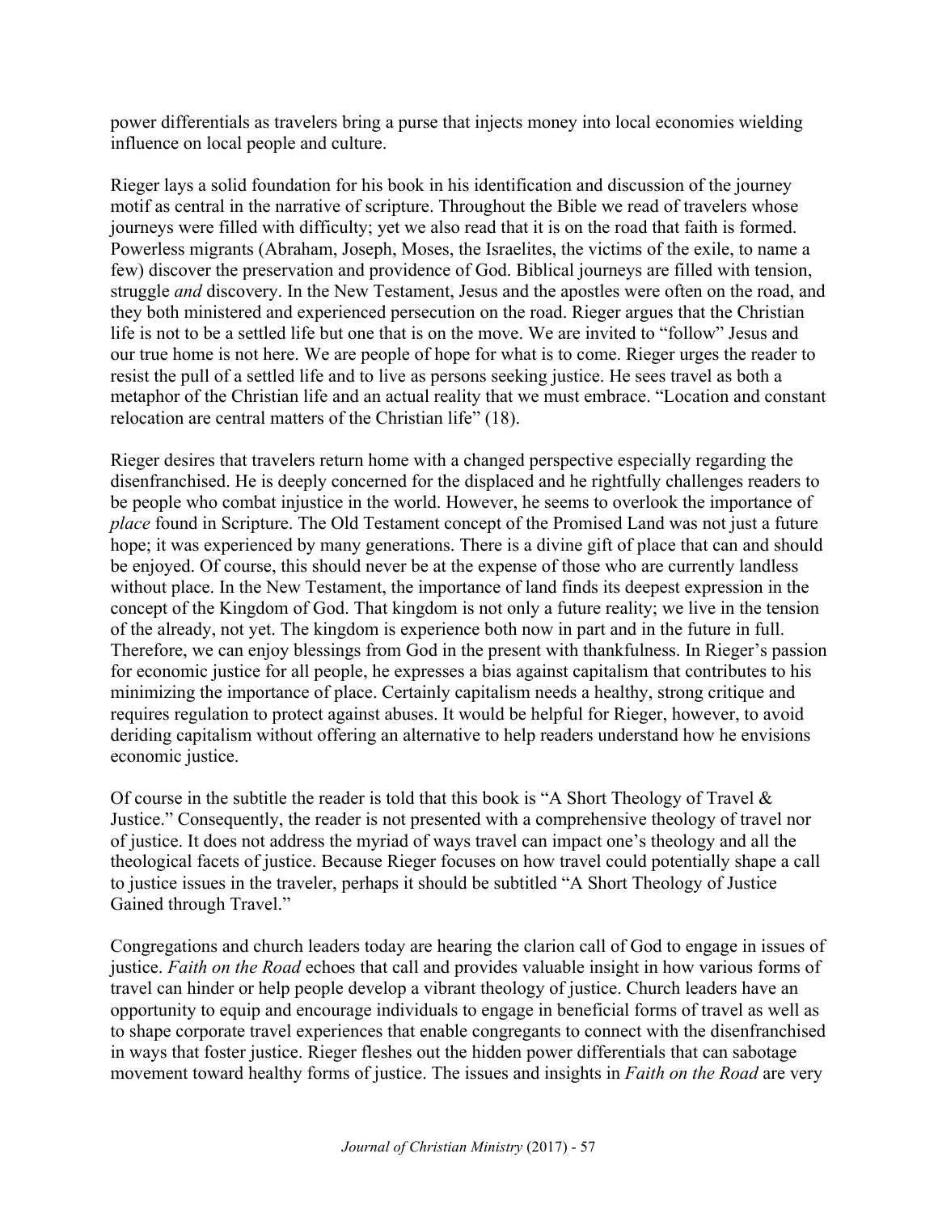power differentials as travelers bring a purse that injects money into local economies wielding influence on local people and culture.

Rieger lays a solid foundation for his book in his identification and discussion of the journey motif as central in the narrative of scripture. Throughout the Bible we read of travelers whose journeys were filled with difficulty; yet we also read that it is on the road that faith is formed. Powerless migrants (Abraham, Joseph, Moses, the Israelites, the victims of the exile, to name a few) discover the preservation and providence of God. Biblical journeys are filled with tension, struggle *and* discovery. In the New Testament, Jesus and the apostles were often on the road, and they both ministered and experienced persecution on the road. Rieger argues that the Christian life is not to be a settled life but one that is on the move. We are invited to "follow" Jesus and our true home is not here. We are people of hope for what is to come. Rieger urges the reader to resist the pull of a settled life and to live as persons seeking justice. He sees travel as both a metaphor of the Christian life and an actual reality that we must embrace. "Location and constant relocation are central matters of the Christian life" (18).

Rieger desires that travelers return home with a changed perspective especially regarding the disenfranchised. He is deeply concerned for the displaced and he rightfully challenges readers to be people who combat injustice in the world. However, he seems to overlook the importance of *place* found in Scripture. The Old Testament concept of the Promised Land was not just a future hope; it was experienced by many generations. There is a divine gift of place that can and should be enjoyed. Of course, this should never be at the expense of those who are currently landless without place. In the New Testament, the importance of land finds its deepest expression in the concept of the Kingdom of God. That kingdom is not only a future reality; we live in the tension of the already, not yet. The kingdom is experience both now in part and in the future in full. Therefore, we can enjoy blessings from God in the present with thankfulness. In Rieger's passion for economic justice for all people, he expresses a bias against capitalism that contributes to his minimizing the importance of place. Certainly capitalism needs a healthy, strong critique and requires regulation to protect against abuses. It would be helpful for Rieger, however, to avoid deriding capitalism without offering an alternative to help readers understand how he envisions economic justice.

Of course in the subtitle the reader is told that this book is "A Short Theology of Travel & Justice." Consequently, the reader is not presented with a comprehensive theology of travel nor of justice. It does not address the myriad of ways travel can impact one's theology and all the theological facets of justice. Because Rieger focuses on how travel could potentially shape a call to justice issues in the traveler, perhaps it should be subtitled "A Short Theology of Justice Gained through Travel."

Congregations and church leaders today are hearing the clarion call of God to engage in issues of justice. *Faith on the Road* echoes that call and provides valuable insight in how various forms of travel can hinder or help people develop a vibrant theology of justice. Church leaders have an opportunity to equip and encourage individuals to engage in beneficial forms of travel as well as to shape corporate travel experiences that enable congregants to connect with the disenfranchised in ways that foster justice. Rieger fleshes out the hidden power differentials that can sabotage movement toward healthy forms of justice. The issues and insights in *Faith on the Road* are very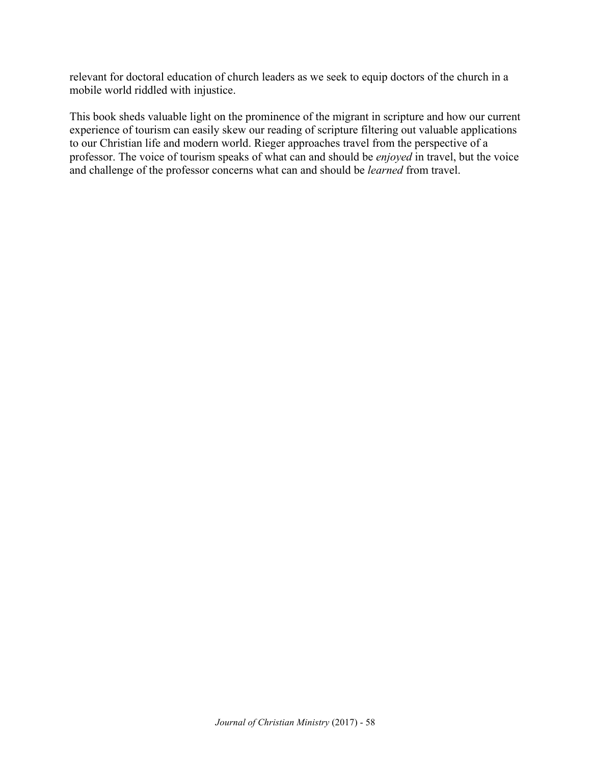relevant for doctoral education of church leaders as we seek to equip doctors of the church in a mobile world riddled with injustice.

This book sheds valuable light on the prominence of the migrant in scripture and how our current experience of tourism can easily skew our reading of scripture filtering out valuable applications to our Christian life and modern world. Rieger approaches travel from the perspective of a professor. The voice of tourism speaks of what can and should be *enjoyed* in travel, but the voice and challenge of the professor concerns what can and should be *learned* from travel.